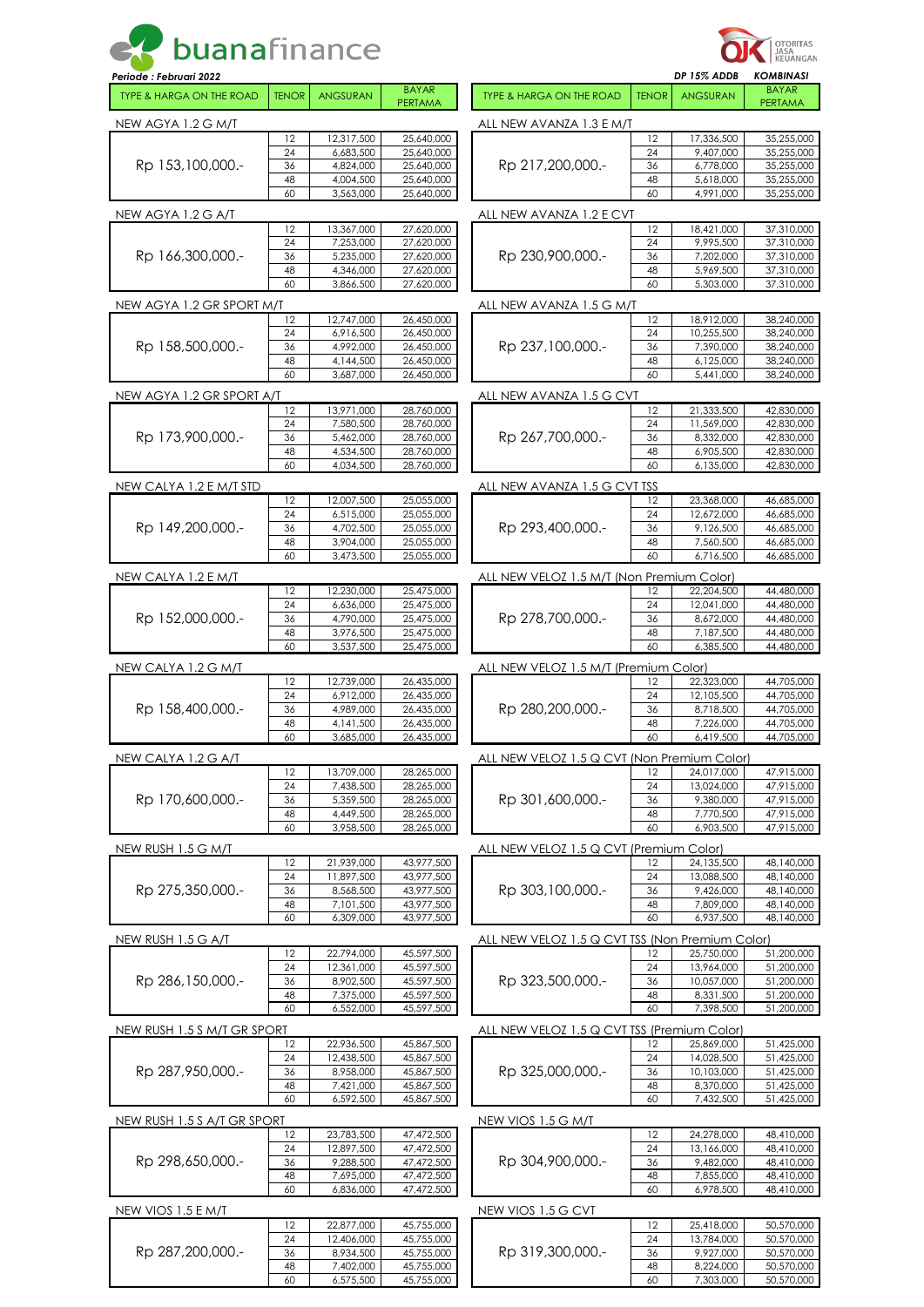# buanafinance

OTORITAS JASA KEUANGAN

*Periode : Februari 2022*

*DP 15% ADDB* — *KOMBINASI*

| TYPE & HARGA ON THE ROAD | TENOR | ANGSURAN | BAYAR PERTAMA |
|---|---|---|---|
| **NEW AGYA 1.2 G M/T** | | | |
| Rp 153,100,000.- | 12 | 12,317,500 | 25,640,000 |
| | 24 | 6,683,500 | 25,640,000 |
| | 36 | 4,824,000 | 25,640,000 |
| | 48 | 4,004,500 | 25,640,000 |
| | 60 | 3,563,000 | 25,640,000 |
| **NEW AGYA 1.2 G A/T** | | | |
| Rp 166,300,000.- | 12 | 13,367,000 | 27,620,000 |
| | 24 | 7,253,000 | 27,620,000 |
| | 36 | 5,235,000 | 27,620,000 |
| | 48 | 4,346,000 | 27,620,000 |
| | 60 | 3,866,500 | 27,620,000 |
| **NEW AGYA 1.2 GR SPORT M/T** | | | |
| Rp 158,500,000.- | 12 | 12,747,000 | 26,450,000 |
| | 24 | 6,916,500 | 26,450,000 |
| | 36 | 4,992,000 | 26,450,000 |
| | 48 | 4,144,500 | 26,450,000 |
| | 60 | 3,687,000 | 26,450,000 |
| **NEW AGYA 1.2 GR SPORT A/T** | | | |
| Rp 173,900,000.- | 12 | 13,971,000 | 28,760,000 |
| | 24 | 7,580,500 | 28,760,000 |
| | 36 | 5,462,000 | 28,760,000 |
| | 48 | 4,534,500 | 28,760,000 |
| | 60 | 4,034,500 | 28,760,000 |
| **NEW CALYA 1.2 E M/T STD** | | | |
| Rp 149,200,000.- | 12 | 12,007,500 | 25,055,000 |
| | 24 | 6,515,000 | 25,055,000 |
| | 36 | 4,702,500 | 25,055,000 |
| | 48 | 3,904,000 | 25,055,000 |
| | 60 | 3,473,500 | 25,055,000 |
| **NEW CALYA 1.2 E M/T** | | | |
| Rp 152,000,000.- | 12 | 12,230,000 | 25,475,000 |
| | 24 | 6,636,000 | 25,475,000 |
| | 36 | 4,790,000 | 25,475,000 |
| | 48 | 3,976,500 | 25,475,000 |
| | 60 | 3,537,500 | 25,475,000 |
| **NEW CALYA 1.2 G M/T** | | | |
| Rp 158,400,000.- | 12 | 12,739,000 | 26,435,000 |
| | 24 | 6,912,000 | 26,435,000 |
| | 36 | 4,989,000 | 26,435,000 |
| | 48 | 4,141,500 | 26,435,000 |
| | 60 | 3,685,000 | 26,435,000 |
| **NEW CALYA 1.2 G A/T** | | | |
| Rp 170,600,000.- | 12 | 13,709,000 | 28,265,000 |
| | 24 | 7,438,500 | 28,265,000 |
| | 36 | 5,359,500 | 28,265,000 |
| | 48 | 4,449,500 | 28,265,000 |
| | 60 | 3,958,500 | 28,265,000 |
| **NEW RUSH 1.5 G M/T** | | | |
| Rp 275,350,000.- | 12 | 21,939,000 | 43,977,500 |
| | 24 | 11,897,500 | 43,977,500 |
| | 36 | 8,568,500 | 43,977,500 |
| | 48 | 7,101,500 | 43,977,500 |
| | 60 | 6,309,000 | 43,977,500 |
| **NEW RUSH 1.5 G A/T** | | | |
| Rp 286,150,000.- | 12 | 22,794,000 | 45,597,500 |
| | 24 | 12,361,000 | 45,597,500 |
| | 36 | 8,902,500 | 45,597,500 |
| | 48 | 7,375,000 | 45,597,500 |
| | 60 | 6,552,000 | 45,597,500 |
| **NEW RUSH 1.5 S M/T GR SPORT** | | | |
| Rp 287,950,000.- | 12 | 22,936,500 | 45,867,500 |
| | 24 | 12,438,500 | 45,867,500 |
| | 36 | 8,958,000 | 45,867,500 |
| | 48 | 7,421,000 | 45,867,500 |
| | 60 | 6,592,500 | 45,867,500 |
| **NEW RUSH 1.5 S A/T GR SPORT** | | | |
| Rp 298,650,000.- | 12 | 23,783,500 | 47,472,500 |
| | 24 | 12,897,500 | 47,472,500 |
| | 36 | 9,288,500 | 47,472,500 |
| | 48 | 7,695,000 | 47,472,500 |
| | 60 | 6,836,000 | 47,472,500 |
| **NEW VIOS 1.5 E M/T** | | | |
| Rp 287,200,000.- | 12 | 22,877,000 | 45,755,000 |
| | 24 | 12,406,000 | 45,755,000 |
| | 36 | 8,934,500 | 45,755,000 |
| | 48 | 7,402,000 | 45,755,000 |
| | 60 | 6,575,500 | 45,755,000 |

| TYPE & HARGA ON THE ROAD | TENOR | ANGSURAN | BAYAR PERTAMA |
|---|---|---|---|
| **ALL NEW AVANZA 1.3 E M/T** | | | |
| Rp 217,200,000.- | 12 | 17,336,500 | 35,255,000 |
| | 24 | 9,407,000 | 35,255,000 |
| | 36 | 6,778,000 | 35,255,000 |
| | 48 | 5,618,000 | 35,255,000 |
| | 60 | 4,991,000 | 35,255,000 |
| **ALL NEW AVANZA 1.2 E CVT** | | | |
| Rp 230,900,000.- | 12 | 18,421,000 | 37,310,000 |
| | 24 | 9,995,500 | 37,310,000 |
| | 36 | 7,202,000 | 37,310,000 |
| | 48 | 5,969,500 | 37,310,000 |
| | 60 | 5,303,000 | 37,310,000 |
| **ALL NEW AVANZA 1.5 G M/T** | | | |
| Rp 237,100,000.- | 12 | 18,912,000 | 38,240,000 |
| | 24 | 10,255,500 | 38,240,000 |
| | 36 | 7,390,000 | 38,240,000 |
| | 48 | 6,125,000 | 38,240,000 |
| | 60 | 5,441,000 | 38,240,000 |
| **ALL NEW AVANZA 1.5 G CVT** | | | |
| Rp 267,700,000.- | 12 | 21,333,500 | 42,830,000 |
| | 24 | 11,569,000 | 42,830,000 |
| | 36 | 8,332,000 | 42,830,000 |
| | 48 | 6,905,500 | 42,830,000 |
| | 60 | 6,135,000 | 42,830,000 |
| **ALL NEW AVANZA 1.5 G CVT TSS** | | | |
| Rp 293,400,000.- | 12 | 23,368,000 | 46,685,000 |
| | 24 | 12,672,000 | 46,685,000 |
| | 36 | 9,126,500 | 46,685,000 |
| | 48 | 7,560,500 | 46,685,000 |
| | 60 | 6,716,500 | 46,685,000 |
| **ALL NEW VELOZ 1.5 M/T (Non Premium Color)** | | | |
| Rp 278,700,000.- | 12 | 22,204,500 | 44,480,000 |
| | 24 | 12,041,000 | 44,480,000 |
| | 36 | 8,672,000 | 44,480,000 |
| | 48 | 7,187,500 | 44,480,000 |
| | 60 | 6,385,500 | 44,480,000 |
| **ALL NEW VELOZ 1.5 M/T (Premium Color)** | | | |
| Rp 280,200,000.- | 12 | 22,323,000 | 44,705,000 |
| | 24 | 12,105,500 | 44,705,000 |
| | 36 | 8,718,500 | 44,705,000 |
| | 48 | 7,226,000 | 44,705,000 |
| | 60 | 6,419,500 | 44,705,000 |
| **ALL NEW VELOZ 1.5 Q CVT (Non Premium Color)** | | | |
| Rp 301,600,000.- | 12 | 24,017,000 | 47,915,000 |
| | 24 | 13,024,000 | 47,915,000 |
| | 36 | 9,380,000 | 47,915,000 |
| | 48 | 7,770,500 | 47,915,000 |
| | 60 | 6,903,500 | 47,915,000 |
| **ALL NEW VELOZ 1.5 Q CVT (Premium Color)** | | | |
| Rp 303,100,000.- | 12 | 24,135,500 | 48,140,000 |
| | 24 | 13,088,500 | 48,140,000 |
| | 36 | 9,426,000 | 48,140,000 |
| | 48 | 7,809,000 | 48,140,000 |
| | 60 | 6,937,500 | 48,140,000 |
| **ALL NEW VELOZ 1.5 Q CVT TSS (Non Premium Color)** | | | |
| Rp 323,500,000.- | 12 | 25,750,000 | 51,200,000 |
| | 24 | 13,964,000 | 51,200,000 |
| | 36 | 10,057,000 | 51,200,000 |
| | 48 | 8,331,500 | 51,200,000 |
| | 60 | 7,398,500 | 51,200,000 |
| **ALL NEW VELOZ 1.5 Q CVT TSS (Premium Color)** | | | |
| Rp 325,000,000.- | 12 | 25,869,000 | 51,425,000 |
| | 24 | 14,028,500 | 51,425,000 |
| | 36 | 10,103,000 | 51,425,000 |
| | 48 | 8,370,000 | 51,425,000 |
| | 60 | 7,432,500 | 51,425,000 |
| **NEW VIOS 1.5 G M/T** | | | |
| Rp 304,900,000.- | 12 | 24,278,000 | 48,410,000 |
| | 24 | 13,166,000 | 48,410,000 |
| | 36 | 9,482,000 | 48,410,000 |
| | 48 | 7,855,000 | 48,410,000 |
| | 60 | 6,978,500 | 48,410,000 |
| **NEW VIOS 1.5 G CVT** | | | |
| Rp 319,300,000.- | 12 | 25,418,000 | 50,570,000 |
| | 24 | 13,784,000 | 50,570,000 |
| | 36 | 9,927,000 | 50,570,000 |
| | 48 | 8,224,000 | 50,570,000 |
| | 60 | 7,303,000 | 50,570,000 |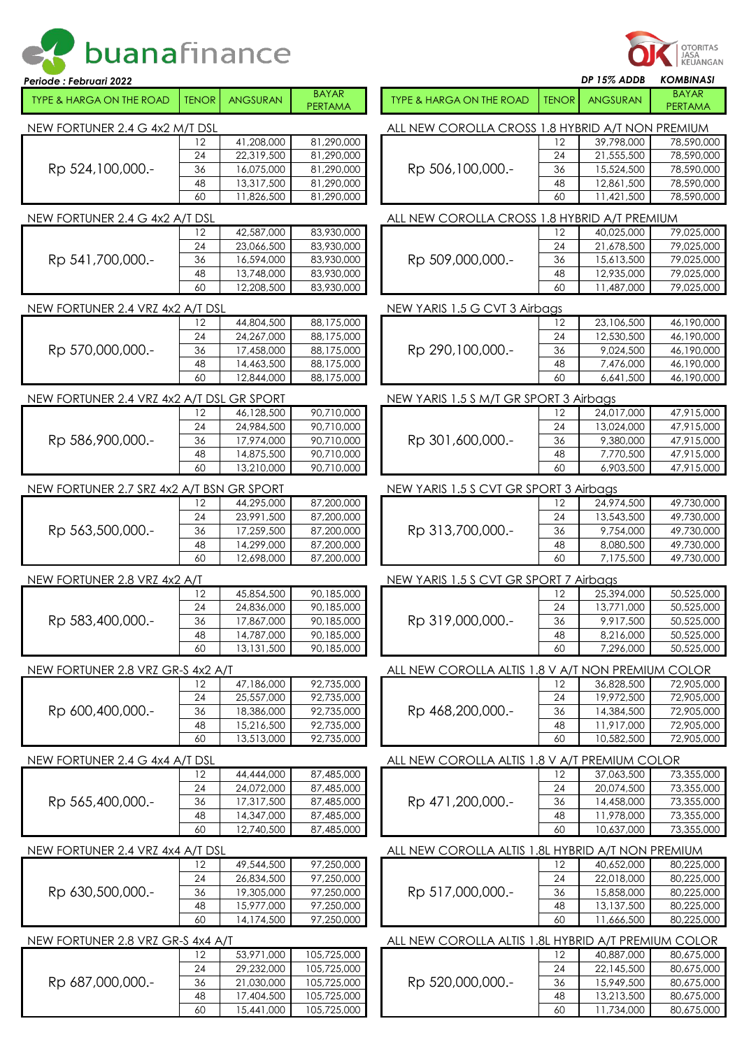buanafinance

OTORITAS JASA KEUANGAN

*Periode : Februari 2022*

*DP 15% ADDB* *KOMBINASI*

| TYPE & HARGA ON THE ROAD | TENOR | ANGSURAN | BAYAR PERTAMA |
|---|---|---|---|
| **NEW FORTUNER 2.4 G 4x2 M/T DSL** | | | |
| Rp 524,100,000.- | 12 | 41,208,000 | 81,290,000 |
| | 24 | 22,319,500 | 81,290,000 |
| | 36 | 16,075,000 | 81,290,000 |
| | 48 | 13,317,500 | 81,290,000 |
| | 60 | 11,826,500 | 81,290,000 |
| **NEW FORTUNER 2.4 G 4x2 A/T DSL** | | | |
| Rp 541,700,000.- | 12 | 42,587,000 | 83,930,000 |
| | 24 | 23,066,500 | 83,930,000 |
| | 36 | 16,594,000 | 83,930,000 |
| | 48 | 13,748,000 | 83,930,000 |
| | 60 | 12,208,500 | 83,930,000 |
| **NEW FORTUNER 2.4 VRZ 4x2 A/T DSL** | | | |
| Rp 570,000,000.- | 12 | 44,804,500 | 88,175,000 |
| | 24 | 24,267,000 | 88,175,000 |
| | 36 | 17,458,000 | 88,175,000 |
| | 48 | 14,463,500 | 88,175,000 |
| | 60 | 12,844,000 | 88,175,000 |
| **NEW FORTUNER 2.4 VRZ 4x2 A/T DSL GR SPORT** | | | |
| Rp 586,900,000.- | 12 | 46,128,500 | 90,710,000 |
| | 24 | 24,984,500 | 90,710,000 |
| | 36 | 17,974,000 | 90,710,000 |
| | 48 | 14,875,500 | 90,710,000 |
| | 60 | 13,210,000 | 90,710,000 |
| **NEW FORTUNER 2.7 SRZ 4x2 A/T BSN GR SPORT** | | | |
| Rp 563,500,000.- | 12 | 44,295,000 | 87,200,000 |
| | 24 | 23,991,500 | 87,200,000 |
| | 36 | 17,259,500 | 87,200,000 |
| | 48 | 14,299,000 | 87,200,000 |
| | 60 | 12,698,000 | 87,200,000 |
| **NEW FORTUNER 2.8 VRZ 4x2 A/T** | | | |
| Rp 583,400,000.- | 12 | 45,854,500 | 90,185,000 |
| | 24 | 24,836,000 | 90,185,000 |
| | 36 | 17,867,000 | 90,185,000 |
| | 48 | 14,787,000 | 90,185,000 |
| | 60 | 13,131,500 | 90,185,000 |
| **NEW FORTUNER 2.8 VRZ GR-S 4x2 A/T** | | | |
| Rp 600,400,000.- | 12 | 47,186,000 | 92,735,000 |
| | 24 | 25,557,000 | 92,735,000 |
| | 36 | 18,386,000 | 92,735,000 |
| | 48 | 15,216,500 | 92,735,000 |
| | 60 | 13,513,000 | 92,735,000 |
| **NEW FORTUNER 2.4 G 4x4 A/T DSL** | | | |
| Rp 565,400,000.- | 12 | 44,444,000 | 87,485,000 |
| | 24 | 24,072,000 | 87,485,000 |
| | 36 | 17,317,500 | 87,485,000 |
| | 48 | 14,347,000 | 87,485,000 |
| | 60 | 12,740,500 | 87,485,000 |
| **NEW FORTUNER 2.4 VRZ 4x4 A/T DSL** | | | |
| Rp 630,500,000.- | 12 | 49,544,500 | 97,250,000 |
| | 24 | 26,834,500 | 97,250,000 |
| | 36 | 19,305,000 | 97,250,000 |
| | 48 | 15,977,000 | 97,250,000 |
| | 60 | 14,174,500 | 97,250,000 |
| **NEW FORTUNER 2.8 VRZ GR-S 4x4 A/T** | | | |
| Rp 687,000,000.- | 12 | 53,971,000 | 105,725,000 |
| | 24 | 29,232,000 | 105,725,000 |
| | 36 | 21,030,000 | 105,725,000 |
| | 48 | 17,404,500 | 105,725,000 |
| | 60 | 15,441,000 | 105,725,000 |

| TYPE & HARGA ON THE ROAD | TENOR | ANGSURAN | BAYAR PERTAMA |
|---|---|---|---|
| **ALL NEW COROLLA CROSS 1.8 HYBRID A/T NON PREMIUM** | | | |
| Rp 506,100,000.- | 12 | 39,798,000 | 78,590,000 |
| | 24 | 21,555,500 | 78,590,000 |
| | 36 | 15,524,500 | 78,590,000 |
| | 48 | 12,861,500 | 78,590,000 |
| | 60 | 11,421,500 | 78,590,000 |
| **ALL NEW COROLLA CROSS 1.8 HYBRID A/T PREMIUM** | | | |
| Rp 509,000,000.- | 12 | 40,025,000 | 79,025,000 |
| | 24 | 21,678,500 | 79,025,000 |
| | 36 | 15,613,500 | 79,025,000 |
| | 48 | 12,935,000 | 79,025,000 |
| | 60 | 11,487,000 | 79,025,000 |
| **NEW YARIS 1.5 G CVT 3 Airbags** | | | |
| Rp 290,100,000.- | 12 | 23,106,500 | 46,190,000 |
| | 24 | 12,530,500 | 46,190,000 |
| | 36 | 9,024,500 | 46,190,000 |
| | 48 | 7,476,000 | 46,190,000 |
| | 60 | 6,641,500 | 46,190,000 |
| **NEW YARIS 1.5 S M/T GR SPORT 3 Airbags** | | | |
| Rp 301,600,000.- | 12 | 24,017,000 | 47,915,000 |
| | 24 | 13,024,000 | 47,915,000 |
| | 36 | 9,380,000 | 47,915,000 |
| | 48 | 7,770,500 | 47,915,000 |
| | 60 | 6,903,500 | 47,915,000 |
| **NEW YARIS 1.5 S CVT GR SPORT 3 Airbags** | | | |
| Rp 313,700,000.- | 12 | 24,974,500 | 49,730,000 |
| | 24 | 13,543,500 | 49,730,000 |
| | 36 | 9,754,000 | 49,730,000 |
| | 48 | 8,080,500 | 49,730,000 |
| | 60 | 7,175,500 | 49,730,000 |
| **NEW YARIS 1.5 S CVT GR SPORT 7 Airbags** | | | |
| Rp 319,000,000.- | 12 | 25,394,000 | 50,525,000 |
| | 24 | 13,771,000 | 50,525,000 |
| | 36 | 9,917,500 | 50,525,000 |
| | 48 | 8,216,000 | 50,525,000 |
| | 60 | 7,296,000 | 50,525,000 |
| **ALL NEW COROLLA ALTIS 1.8 V A/T NON PREMIUM COLOR** | | | |
| Rp 468,200,000.- | 12 | 36,828,500 | 72,905,000 |
| | 24 | 19,972,500 | 72,905,000 |
| | 36 | 14,384,500 | 72,905,000 |
| | 48 | 11,917,000 | 72,905,000 |
| | 60 | 10,582,500 | 72,905,000 |
| **ALL NEW COROLLA ALTIS 1.8 V A/T PREMIUM COLOR** | | | |
| Rp 471,200,000.- | 12 | 37,063,500 | 73,355,000 |
| | 24 | 20,074,500 | 73,355,000 |
| | 36 | 14,458,000 | 73,355,000 |
| | 48 | 11,978,000 | 73,355,000 |
| | 60 | 10,637,000 | 73,355,000 |
| **ALL NEW COROLLA ALTIS 1.8L HYBRID A/T NON PREMIUM** | | | |
| Rp 517,000,000.- | 12 | 40,652,000 | 80,225,000 |
| | 24 | 22,018,000 | 80,225,000 |
| | 36 | 15,858,000 | 80,225,000 |
| | 48 | 13,137,500 | 80,225,000 |
| | 60 | 11,666,500 | 80,225,000 |
| **ALL NEW COROLLA ALTIS 1.8L HYBRID A/T PREMIUM COLOR** | | | |
| Rp 520,000,000.- | 12 | 40,887,000 | 80,675,000 |
| | 24 | 22,145,500 | 80,675,000 |
| | 36 | 15,949,500 | 80,675,000 |
| | 48 | 13,213,500 | 80,675,000 |
| | 60 | 11,734,000 | 80,675,000 |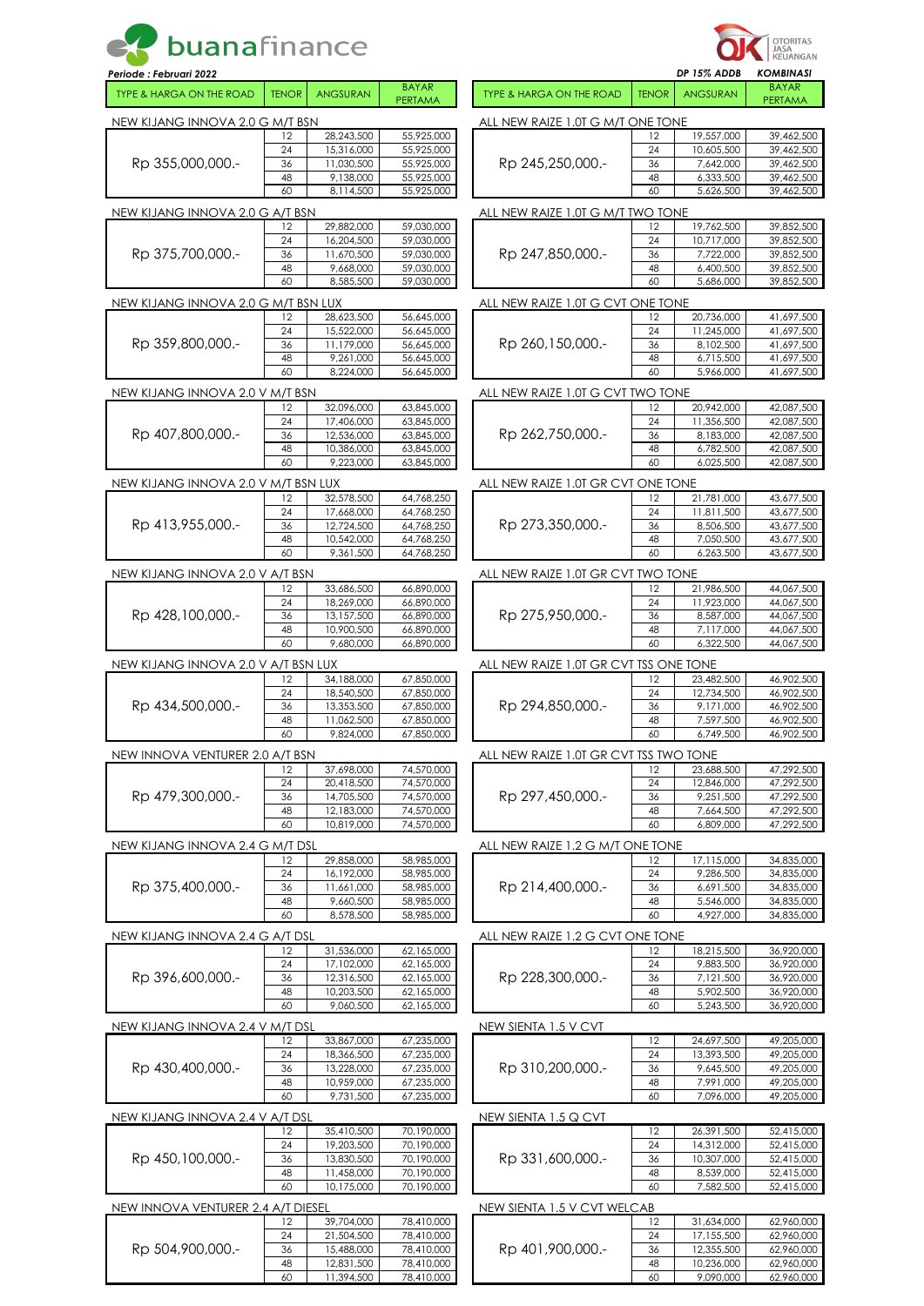buanafinance

OTORITAS JASA KEUANGAN

*Periode : Februari 2022*

*DP 15% ADDB* *KOMBINASI*

| TYPE & HARGA ON THE ROAD | TENOR | ANGSURAN | BAYAR PERTAMA |
|---|---|---|---|
| **NEW KIJANG INNOVA 2.0 G M/T BSN** | | | |
| Rp 355,000,000.- | 12 | 28,243,500 | 55,925,000 |
| | 24 | 15,316,000 | 55,925,000 |
| | 36 | 11,030,500 | 55,925,000 |
| | 48 | 9,138,000 | 55,925,000 |
| | 60 | 8,114,500 | 55,925,000 |
| **NEW KIJANG INNOVA 2.0 G A/T BSN** | | | |
| Rp 375,700,000.- | 12 | 29,882,000 | 59,030,000 |
| | 24 | 16,204,500 | 59,030,000 |
| | 36 | 11,670,500 | 59,030,000 |
| | 48 | 9,668,000 | 59,030,000 |
| | 60 | 8,585,500 | 59,030,000 |
| **NEW KIJANG INNOVA 2.0 G M/T BSN LUX** | | | |
| Rp 359,800,000.- | 12 | 28,623,500 | 56,645,000 |
| | 24 | 15,522,000 | 56,645,000 |
| | 36 | 11,179,000 | 56,645,000 |
| | 48 | 9,261,000 | 56,645,000 |
| | 60 | 8,224,000 | 56,645,000 |
| **NEW KIJANG INNOVA 2.0 V M/T BSN** | | | |
| Rp 407,800,000.- | 12 | 32,096,000 | 63,845,000 |
| | 24 | 17,406,000 | 63,845,000 |
| | 36 | 12,536,000 | 63,845,000 |
| | 48 | 10,386,000 | 63,845,000 |
| | 60 | 9,223,000 | 63,845,000 |
| **NEW KIJANG INNOVA 2.0 V M/T BSN LUX** | | | |
| Rp 413,955,000.- | 12 | 32,578,500 | 64,768,250 |
| | 24 | 17,668,000 | 64,768,250 |
| | 36 | 12,724,500 | 64,768,250 |
| | 48 | 10,542,000 | 64,768,250 |
| | 60 | 9,361,500 | 64,768,250 |
| **NEW KIJANG INNOVA 2.0 V A/T BSN** | | | |
| Rp 428,100,000.- | 12 | 33,686,500 | 66,890,000 |
| | 24 | 18,269,000 | 66,890,000 |
| | 36 | 13,157,500 | 66,890,000 |
| | 48 | 10,900,500 | 66,890,000 |
| | 60 | 9,680,000 | 66,890,000 |
| **NEW KIJANG INNOVA 2.0 V A/T BSN LUX** | | | |
| Rp 434,500,000.- | 12 | 34,188,000 | 67,850,000 |
| | 24 | 18,540,500 | 67,850,000 |
| | 36 | 13,353,500 | 67,850,000 |
| | 48 | 11,062,500 | 67,850,000 |
| | 60 | 9,824,000 | 67,850,000 |
| **NEW INNOVA VENTURER 2.0 A/T BSN** | | | |
| Rp 479,300,000.- | 12 | 37,698,000 | 74,570,000 |
| | 24 | 20,418,500 | 74,570,000 |
| | 36 | 14,705,500 | 74,570,000 |
| | 48 | 12,183,000 | 74,570,000 |
| | 60 | 10,819,000 | 74,570,000 |
| **NEW KIJANG INNOVA 2.4 G M/T DSL** | | | |
| Rp 375,400,000.- | 12 | 29,858,000 | 58,985,000 |
| | 24 | 16,192,000 | 58,985,000 |
| | 36 | 11,661,000 | 58,985,000 |
| | 48 | 9,660,500 | 58,985,000 |
| | 60 | 8,578,500 | 58,985,000 |
| **NEW KIJANG INNOVA 2.4 G A/T DSL** | | | |
| Rp 396,600,000.- | 12 | 31,536,000 | 62,165,000 |
| | 24 | 17,102,000 | 62,165,000 |
| | 36 | 12,316,500 | 62,165,000 |
| | 48 | 10,203,500 | 62,165,000 |
| | 60 | 9,060,500 | 62,165,000 |
| **NEW KIJANG INNOVA 2.4 V M/T DSL** | | | |
| Rp 430,400,000.- | 12 | 33,867,000 | 67,235,000 |
| | 24 | 18,366,500 | 67,235,000 |
| | 36 | 13,228,000 | 67,235,000 |
| | 48 | 10,959,000 | 67,235,000 |
| | 60 | 9,731,500 | 67,235,000 |
| **NEW KIJANG INNOVA 2.4 V A/T DSL** | | | |
| Rp 450,100,000.- | 12 | 35,410,500 | 70,190,000 |
| | 24 | 19,203,500 | 70,190,000 |
| | 36 | 13,830,500 | 70,190,000 |
| | 48 | 11,458,000 | 70,190,000 |
| | 60 | 10,175,000 | 70,190,000 |
| **NEW INNOVA VENTURER 2.4 A/T DIESEL** | | | |
| Rp 504,900,000.- | 12 | 39,704,000 | 78,410,000 |
| | 24 | 21,504,500 | 78,410,000 |
| | 36 | 15,488,000 | 78,410,000 |
| | 48 | 12,831,500 | 78,410,000 |
| | 60 | 11,394,500 | 78,410,000 |

| TYPE & HARGA ON THE ROAD | TENOR | ANGSURAN | BAYAR PERTAMA |
|---|---|---|---|
| **ALL NEW RAIZE 1.0T G M/T ONE TONE** | | | |
| Rp 245,250,000.- | 12 | 19,557,000 | 39,462,500 |
| | 24 | 10,605,500 | 39,462,500 |
| | 36 | 7,642,000 | 39,462,500 |
| | 48 | 6,333,500 | 39,462,500 |
| | 60 | 5,626,500 | 39,462,500 |
| **ALL NEW RAIZE 1.0T G M/T TWO TONE** | | | |
| Rp 247,850,000.- | 12 | 19,762,500 | 39,852,500 |
| | 24 | 10,717,000 | 39,852,500 |
| | 36 | 7,722,000 | 39,852,500 |
| | 48 | 6,400,500 | 39,852,500 |
| | 60 | 5,686,000 | 39,852,500 |
| **ALL NEW RAIZE 1.0T G CVT ONE TONE** | | | |
| Rp 260,150,000.- | 12 | 20,736,000 | 41,697,500 |
| | 24 | 11,245,000 | 41,697,500 |
| | 36 | 8,102,500 | 41,697,500 |
| | 48 | 6,715,500 | 41,697,500 |
| | 60 | 5,966,000 | 41,697,500 |
| **ALL NEW RAIZE 1.0T G CVT TWO TONE** | | | |
| Rp 262,750,000.- | 12 | 20,942,000 | 42,087,500 |
| | 24 | 11,356,500 | 42,087,500 |
| | 36 | 8,183,000 | 42,087,500 |
| | 48 | 6,782,500 | 42,087,500 |
| | 60 | 6,025,500 | 42,087,500 |
| **ALL NEW RAIZE 1.0T GR CVT ONE TONE** | | | |
| Rp 273,350,000.- | 12 | 21,781,000 | 43,677,500 |
| | 24 | 11,811,500 | 43,677,500 |
| | 36 | 8,506,500 | 43,677,500 |
| | 48 | 7,050,500 | 43,677,500 |
| | 60 | 6,263,500 | 43,677,500 |
| **ALL NEW RAIZE 1.0T GR CVT TWO TONE** | | | |
| Rp 275,950,000.- | 12 | 21,986,500 | 44,067,500 |
| | 24 | 11,923,000 | 44,067,500 |
| | 36 | 8,587,000 | 44,067,500 |
| | 48 | 7,117,000 | 44,067,500 |
| | 60 | 6,322,500 | 44,067,500 |
| **ALL NEW RAIZE 1.0T GR CVT TSS ONE TONE** | | | |
| Rp 294,850,000.- | 12 | 23,482,500 | 46,902,500 |
| | 24 | 12,734,500 | 46,902,500 |
| | 36 | 9,171,000 | 46,902,500 |
| | 48 | 7,597,500 | 46,902,500 |
| | 60 | 6,749,500 | 46,902,500 |
| **ALL NEW RAIZE 1.0T GR CVT TSS TWO TONE** | | | |
| Rp 297,450,000.- | 12 | 23,688,500 | 47,292,500 |
| | 24 | 12,846,000 | 47,292,500 |
| | 36 | 9,251,500 | 47,292,500 |
| | 48 | 7,664,500 | 47,292,500 |
| | 60 | 6,809,000 | 47,292,500 |
| **ALL NEW RAIZE 1.2 G M/T ONE TONE** | | | |
| Rp 214,400,000.- | 12 | 17,115,000 | 34,835,000 |
| | 24 | 9,286,500 | 34,835,000 |
| | 36 | 6,691,500 | 34,835,000 |
| | 48 | 5,546,000 | 34,835,000 |
| | 60 | 4,927,000 | 34,835,000 |
| **ALL NEW RAIZE 1.2 G CVT ONE TONE** | | | |
| Rp 228,300,000.- | 12 | 18,215,500 | 36,920,000 |
| | 24 | 9,883,500 | 36,920,000 |
| | 36 | 7,121,500 | 36,920,000 |
| | 48 | 5,902,500 | 36,920,000 |
| | 60 | 5,243,500 | 36,920,000 |
| **NEW SIENTA 1.5 V CVT** | | | |
| Rp 310,200,000.- | 12 | 24,697,500 | 49,205,000 |
| | 24 | 13,393,500 | 49,205,000 |
| | 36 | 9,645,500 | 49,205,000 |
| | 48 | 7,991,000 | 49,205,000 |
| | 60 | 7,096,000 | 49,205,000 |
| **NEW SIENTA 1.5 Q CVT** | | | |
| Rp 331,600,000.- | 12 | 26,391,500 | 52,415,000 |
| | 24 | 14,312,000 | 52,415,000 |
| | 36 | 10,307,000 | 52,415,000 |
| | 48 | 8,539,000 | 52,415,000 |
| | 60 | 7,582,500 | 52,415,000 |
| **NEW SIENTA 1.5 V CVT WELCAB** | | | |
| Rp 401,900,000.- | 12 | 31,634,000 | 62,960,000 |
| | 24 | 17,155,500 | 62,960,000 |
| | 36 | 12,355,500 | 62,960,000 |
| | 48 | 10,236,000 | 62,960,000 |
| | 60 | 9,090,000 | 62,960,000 |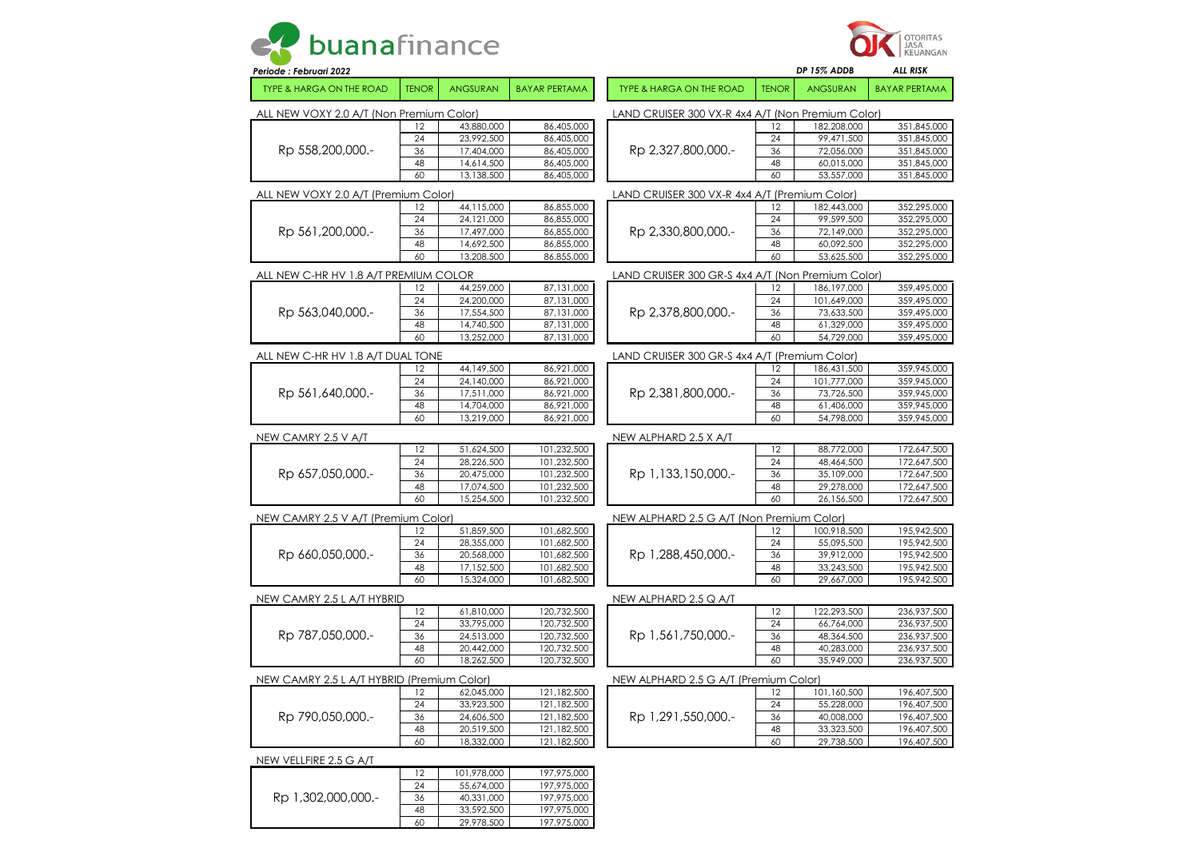buanafinance

OTORITAS JASA KEUANGAN

*Periode : Februari 2022*

*DP 15% ADDB* — *ALL RISK*

| TYPE & HARGA ON THE ROAD | TENOR | ANGSURAN | BAYAR PERTAMA |
|---|---|---|---|
| **ALL NEW VOXY 2.0 A/T (Non Premium Color)** | | | |
| Rp 558,200,000.- | 12 | 43,880,000 | 86,405,000 |
| | 24 | 23,992,500 | 86,405,000 |
| | 36 | 17,404,000 | 86,405,000 |
| | 48 | 14,614,500 | 86,405,000 |
| | 60 | 13,138,500 | 86,405,000 |
| **ALL NEW VOXY 2.0 A/T (Premium Color)** | | | |
| Rp 561,200,000.- | 12 | 44,115,000 | 86,855,000 |
| | 24 | 24,121,000 | 86,855,000 |
| | 36 | 17,497,000 | 86,855,000 |
| | 48 | 14,692,500 | 86,855,000 |
| | 60 | 13,208,500 | 86,855,000 |
| **ALL NEW C-HR HV 1.8 A/T PREMIUM COLOR** | | | |
| Rp 563,040,000.- | 12 | 44,259,000 | 87,131,000 |
| | 24 | 24,200,000 | 87,131,000 |
| | 36 | 17,554,500 | 87,131,000 |
| | 48 | 14,740,500 | 87,131,000 |
| | 60 | 13,252,000 | 87,131,000 |
| **ALL NEW C-HR HV 1.8 A/T DUAL TONE** | | | |
| Rp 561,640,000.- | 12 | 44,149,500 | 86,921,000 |
| | 24 | 24,140,000 | 86,921,000 |
| | 36 | 17,511,000 | 86,921,000 |
| | 48 | 14,704,000 | 86,921,000 |
| | 60 | 13,219,000 | 86,921,000 |
| **NEW CAMRY 2.5 V A/T** | | | |
| Rp 657,050,000.- | 12 | 51,624,500 | 101,232,500 |
| | 24 | 28,226,500 | 101,232,500 |
| | 36 | 20,475,000 | 101,232,500 |
| | 48 | 17,074,500 | 101,232,500 |
| | 60 | 15,254,500 | 101,232,500 |
| **NEW CAMRY 2.5 V A/T (Premium Color)** | | | |
| Rp 660,050,000.- | 12 | 51,859,500 | 101,682,500 |
| | 24 | 28,355,000 | 101,682,500 |
| | 36 | 20,568,000 | 101,682,500 |
| | 48 | 17,152,500 | 101,682,500 |
| | 60 | 15,324,000 | 101,682,500 |
| **NEW CAMRY 2.5 L A/T HYBRID** | | | |
| Rp 787,050,000.- | 12 | 61,810,000 | 120,732,500 |
| | 24 | 33,795,000 | 120,732,500 |
| | 36 | 24,513,000 | 120,732,500 |
| | 48 | 20,442,000 | 120,732,500 |
| | 60 | 18,262,500 | 120,732,500 |
| **NEW CAMRY 2.5 L A/T HYBRID (Premium Color)** | | | |
| Rp 790,050,000.- | 12 | 62,045,000 | 121,182,500 |
| | 24 | 33,923,500 | 121,182,500 |
| | 36 | 24,606,500 | 121,182,500 |
| | 48 | 20,519,500 | 121,182,500 |
| | 60 | 18,332,000 | 121,182,500 |
| **NEW VELLFIRE 2.5 G A/T** | | | |
| Rp 1,302,000,000.- | 12 | 101,978,000 | 197,975,000 |
| | 24 | 55,674,000 | 197,975,000 |
| | 36 | 40,331,000 | 197,975,000 |
| | 48 | 33,592,500 | 197,975,000 |
| | 60 | 29,978,500 | 197,975,000 |

| TYPE & HARGA ON THE ROAD | TENOR | ANGSURAN | BAYAR PERTAMA |
|---|---|---|---|
| **LAND CRUISER 300 VX-R 4x4 A/T (Non Premium Color)** | | | |
| Rp 2,327,800,000.- | 12 | 182,208,000 | 351,845,000 |
| | 24 | 99,471,500 | 351,845,000 |
| | 36 | 72,056,000 | 351,845,000 |
| | 48 | 60,015,000 | 351,845,000 |
| | 60 | 53,557,000 | 351,845,000 |
| **LAND CRUISER 300 VX-R 4x4 A/T (Premium Color)** | | | |
| Rp 2,330,800,000.- | 12 | 182,443,000 | 352,295,000 |
| | 24 | 99,599,500 | 352,295,000 |
| | 36 | 72,149,000 | 352,295,000 |
| | 48 | 60,092,500 | 352,295,000 |
| | 60 | 53,625,500 | 352,295,000 |
| **LAND CRUISER 300 GR-S 4x4 A/T (Non Premium Color)** | | | |
| Rp 2,378,800,000.- | 12 | 186,197,000 | 359,495,000 |
| | 24 | 101,649,000 | 359,495,000 |
| | 36 | 73,633,500 | 359,495,000 |
| | 48 | 61,329,000 | 359,495,000 |
| | 60 | 54,729,000 | 359,495,000 |
| **LAND CRUISER 300 GR-S 4x4 A/T (Premium Color)** | | | |
| Rp 2,381,800,000.- | 12 | 186,431,500 | 359,945,000 |
| | 24 | 101,777,000 | 359,945,000 |
| | 36 | 73,726,500 | 359,945,000 |
| | 48 | 61,406,000 | 359,945,000 |
| | 60 | 54,798,000 | 359,945,000 |
| **NEW ALPHARD 2.5 X A/T** | | | |
| Rp 1,133,150,000.- | 12 | 88,772,000 | 172,647,500 |
| | 24 | 48,464,500 | 172,647,500 |
| | 36 | 35,109,000 | 172,647,500 |
| | 48 | 29,278,000 | 172,647,500 |
| | 60 | 26,156,500 | 172,647,500 |
| **NEW ALPHARD 2.5 G A/T (Non Premium Color)** | | | |
| Rp 1,288,450,000.- | 12 | 100,918,500 | 195,942,500 |
| | 24 | 55,095,500 | 195,942,500 |
| | 36 | 39,912,000 | 195,942,500 |
| | 48 | 33,243,500 | 195,942,500 |
| | 60 | 29,667,000 | 195,942,500 |
| **NEW ALPHARD 2.5 Q A/T** | | | |
| Rp 1,561,750,000.- | 12 | 122,293,500 | 236,937,500 |
| | 24 | 66,764,000 | 236,937,500 |
| | 36 | 48,364,500 | 236,937,500 |
| | 48 | 40,283,000 | 236,937,500 |
| | 60 | 35,949,000 | 236,937,500 |
| **NEW ALPHARD 2.5 G A/T (Premium Color)** | | | |
| Rp 1,291,550,000.- | 12 | 101,160,500 | 196,407,500 |
| | 24 | 55,228,000 | 196,407,500 |
| | 36 | 40,008,000 | 196,407,500 |
| | 48 | 33,323,500 | 196,407,500 |
| | 60 | 29,738,500 | 196,407,500 |